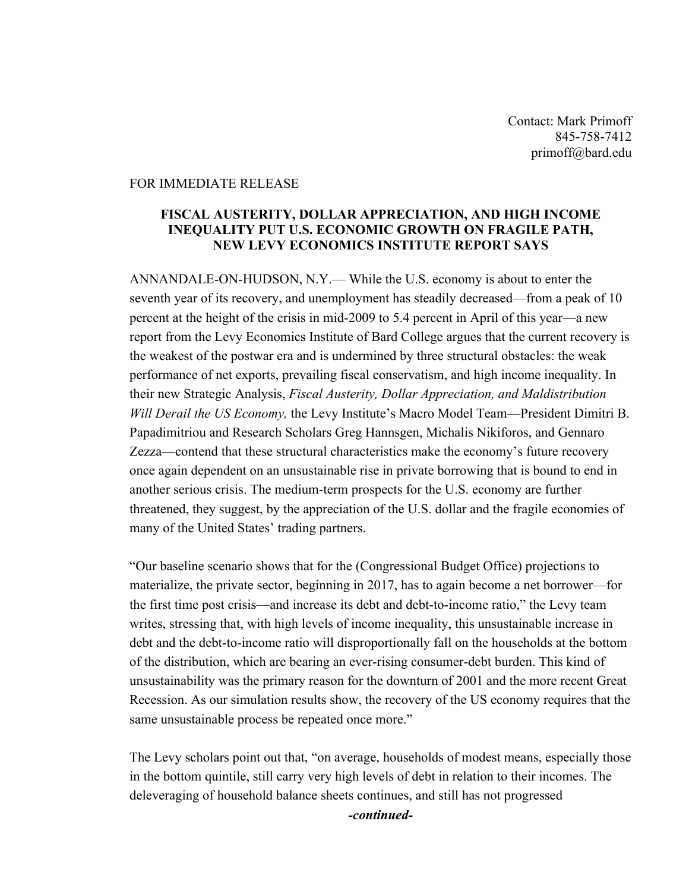Contact: Mark Primoff
845-758-7412
primoff@bard.edu

FOR IMMEDIATE RELEASE

**FISCAL AUSTERITY, DOLLAR APPRECIATION, AND HIGH INCOME INEQUALITY PUT U.S. ECONOMIC GROWTH ON FRAGILE PATH, NEW LEVY ECONOMICS INSTITUTE REPORT SAYS**

ANNANDALE-ON-HUDSON, N.Y.— While the U.S. economy is about to enter the seventh year of its recovery, and unemployment has steadily decreased—from a peak of 10 percent at the height of the crisis in mid-2009 to 5.4 percent in April of this year—a new report from the Levy Economics Institute of Bard College argues that the current recovery is the weakest of the postwar era and is undermined by three structural obstacles: the weak performance of net exports, prevailing fiscal conservatism, and high income inequality. In their new Strategic Analysis, *Fiscal Austerity, Dollar Appreciation, and Maldistribution Will Derail the US Economy,* the Levy Institute's Macro Model Team—President Dimitri B. Papadimitriou and Research Scholars Greg Hannsgen, Michalis Nikiforos, and Gennaro Zezza—contend that these structural characteristics make the economy's future recovery once again dependent on an unsustainable rise in private borrowing that is bound to end in another serious crisis. The medium-term prospects for the U.S. economy are further threatened, they suggest, by the appreciation of the U.S. dollar and the fragile economies of many of the United States' trading partners.

"Our baseline scenario shows that for the (Congressional Budget Office) projections to materialize, the private sector, beginning in 2017, has to again become a net borrower—for the first time post crisis—and increase its debt and debt-to-income ratio," the Levy team writes, stressing that, with high levels of income inequality, this unsustainable increase in debt and the debt-to-income ratio will disproportionally fall on the households at the bottom of the distribution, which are bearing an ever-rising consumer-debt burden. This kind of unsustainability was the primary reason for the downturn of 2001 and the more recent Great Recession. As our simulation results show, the recovery of the US economy requires that the same unsustainable process be repeated once more."

The Levy scholars point out that, "on average, households of modest means, especially those in the bottom quintile, still carry very high levels of debt in relation to their incomes. The deleveraging of household balance sheets continues, and still has not progressed

***-continued-***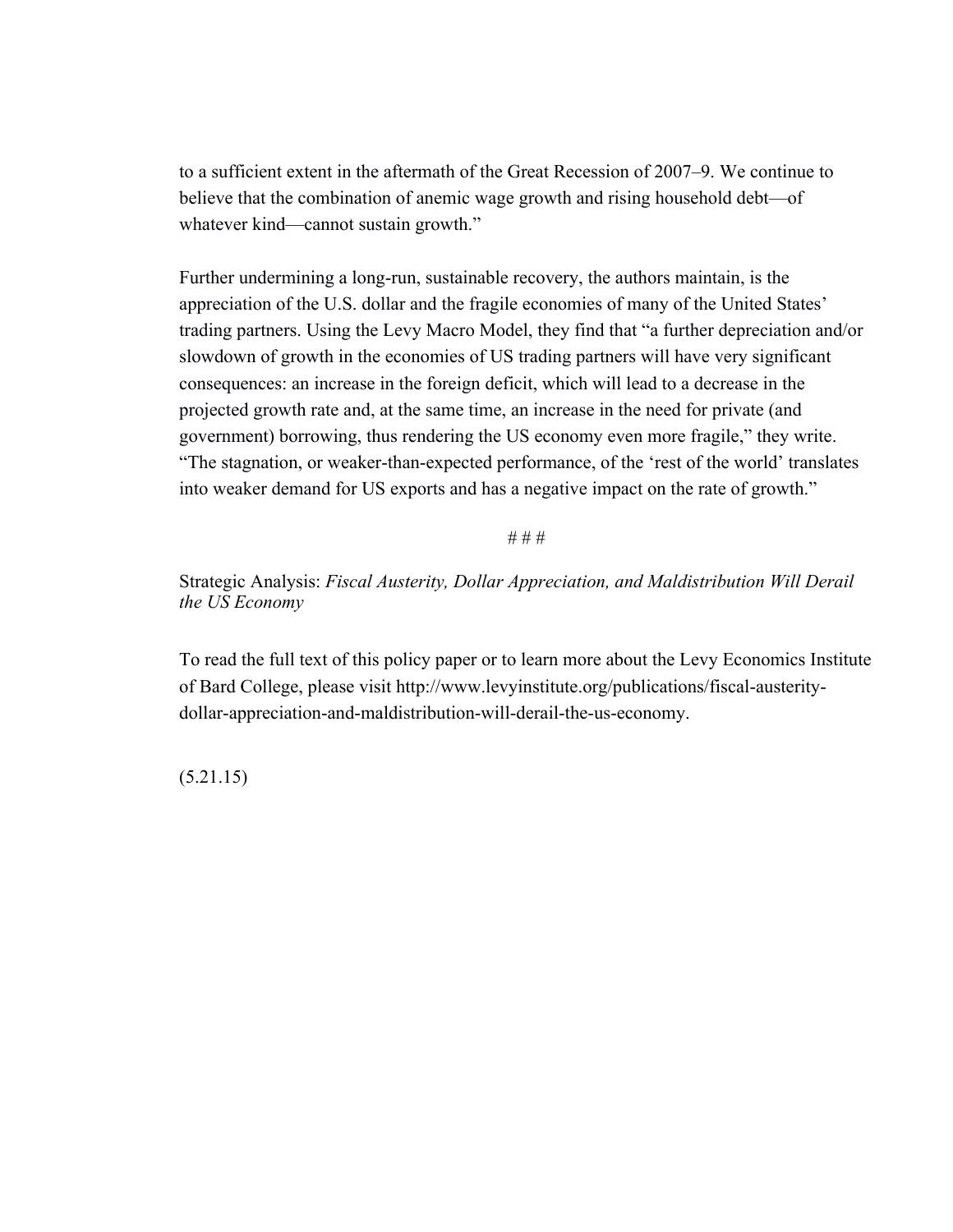to a sufficient extent in the aftermath of the Great Recession of 2007–9. We continue to believe that the combination of anemic wage growth and rising household debt—of whatever kind—cannot sustain growth."

Further undermining a long-run, sustainable recovery, the authors maintain, is the appreciation of the U.S. dollar and the fragile economies of many of the United States' trading partners. Using the Levy Macro Model, they find that "a further depreciation and/or slowdown of growth in the economies of US trading partners will have very significant consequences: an increase in the foreign deficit, which will lead to a decrease in the projected growth rate and, at the same time, an increase in the need for private (and government) borrowing, thus rendering the US economy even more fragile," they write. "The stagnation, or weaker-than-expected performance, of the 'rest of the world' translates into weaker demand for US exports and has a negative impact on the rate of growth."

# # #

Strategic Analysis: *Fiscal Austerity, Dollar Appreciation, and Maldistribution Will Derail the US Economy*

To read the full text of this policy paper or to learn more about the Levy Economics Institute of Bard College, please visit http://www.levyinstitute.org/publications/fiscal-austerity-dollar-appreciation-and-maldistribution-will-derail-the-us-economy.

(5.21.15)